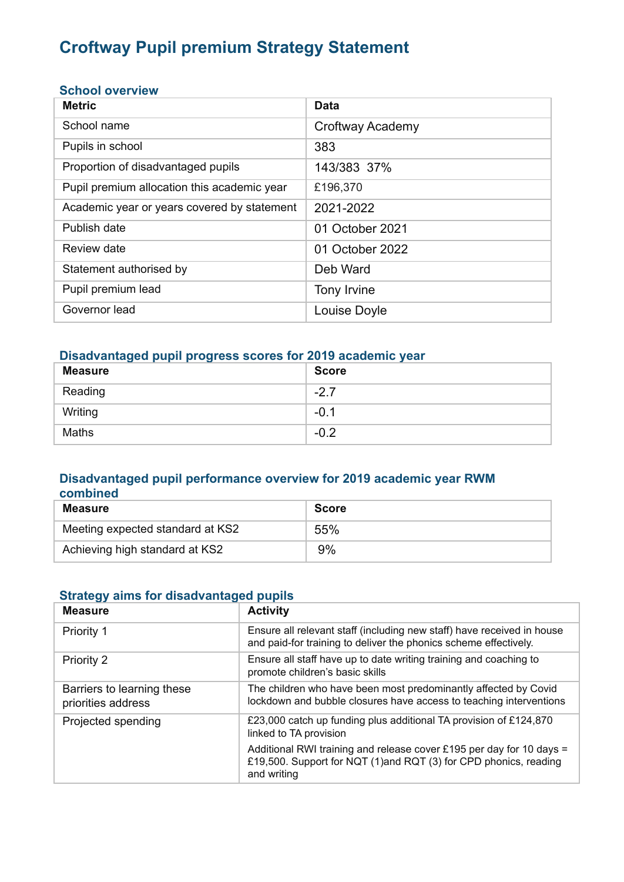# Croftway Pupil premium Strategy Statement

## School overview

| Metric | Data |
|---|---|
| School name | Croftway Academy |
| Pupils in school | 383 |
| Proportion of disadvantaged pupils | 143/383 37% |
| Pupil premium allocation this academic year | £196,370 |
| Academic year or years covered by statement | 2021-2022 |
| Publish date | 01 October 2021 |
| Review date | 01 October 2022 |
| Statement authorised by | Deb Ward |
| Pupil premium lead | Tony Irvine |
| Governor lead | Louise Doyle |

## Disadvantaged pupil progress scores for 2019 academic year

| Measure | Score |
|---|---|
| Reading | -2.7 |
| Writing | -0.1 |
| Maths | -0.2 |

## Disadvantaged pupil performance overview for 2019 academic year RWM combined

| Measure | Score |
|---|---|
| Meeting expected standard at KS2 | 55% |
| Achieving high standard at KS2 | 9% |

## Strategy aims for disadvantaged pupils

| Measure | Activity |
|---|---|
| Priority 1 | Ensure all relevant staff (including new staff) have received in house and paid-for training to deliver the phonics scheme effectively. |
| Priority 2 | Ensure all staff have up to date writing training and coaching to promote children's basic skills |
| Barriers to learning these priorities address | The children who have been most predominantly affected by Covid lockdown and bubble closures have access to teaching interventions |
| Projected spending | £23,000 catch up funding plus additional TA provision of £124,870 linked to TA provision<br><br>Additional RWI training and release cover £195 per day for 10 days = £19,500. Support for NQT (1)and RQT (3) for CPD phonics, reading and writing |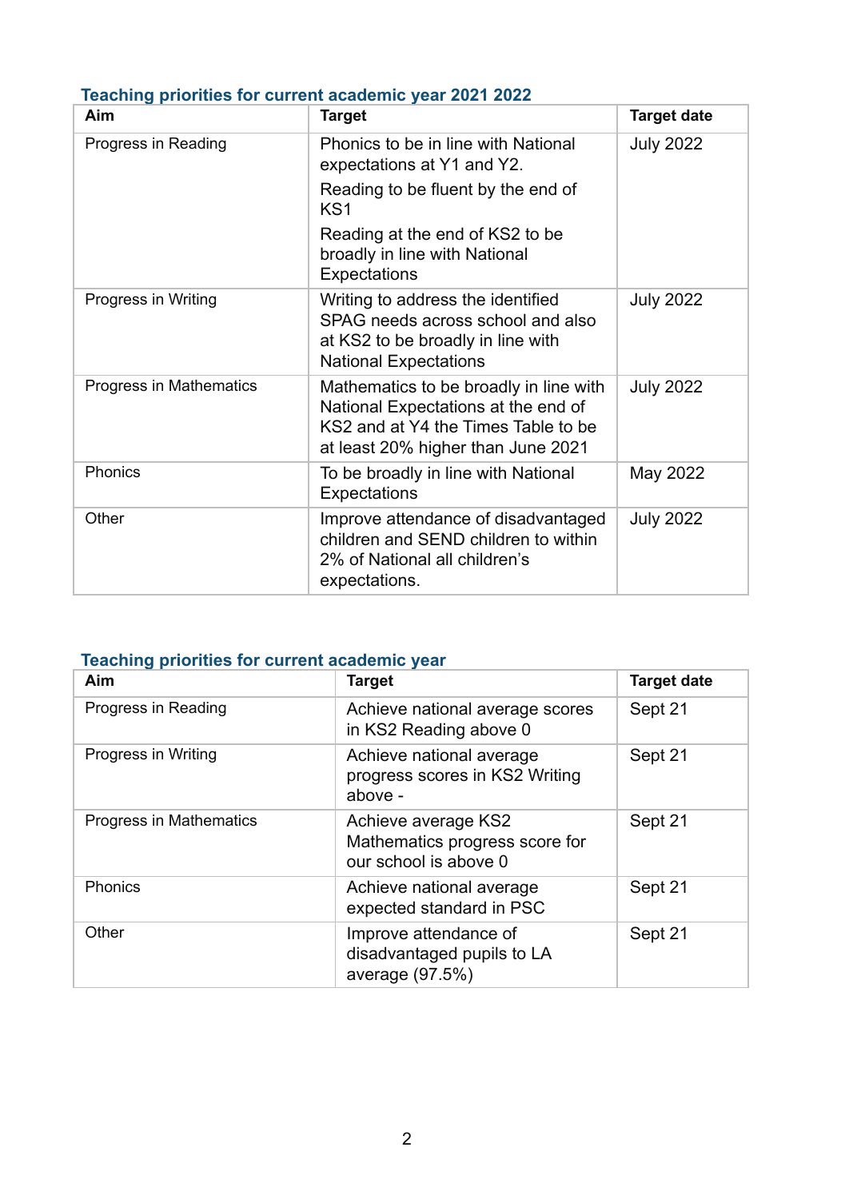### Teaching priorities for current academic year 2021 2022

| Aim | Target | Target date |
|---|---|---|
| Progress in Reading | Phonics to be in line with National expectations at Y1 and Y2.<br>Reading to be fluent by the end of KS1<br>Reading at the end of KS2 to be broadly in line with National Expectations | July 2022 |
| Progress in Writing | Writing to address the identified SPAG needs across school and also at KS2 to be broadly in line with National Expectations | July 2022 |
| Progress in Mathematics | Mathematics to be broadly in line with National Expectations at the end of KS2 and at Y4 the Times Table to be at least 20% higher than June 2021 | July 2022 |
| Phonics | To be broadly in line with National Expectations | May 2022 |
| Other | Improve attendance of disadvantaged children and SEND children to within 2% of National all children's expectations. | July 2022 |

### Teaching priorities for current academic year

| Aim | Target | Target date |
|---|---|---|
| Progress in Reading | Achieve national average scores in KS2 Reading above 0 | Sept 21 |
| Progress in Writing | Achieve national average progress scores in KS2 Writing above - | Sept 21 |
| Progress in Mathematics | Achieve average KS2 Mathematics progress score for our school is above 0 | Sept 21 |
| Phonics | Achieve national average expected standard in PSC | Sept 21 |
| Other | Improve attendance of disadvantaged pupils to LA average (97.5%) | Sept 21 |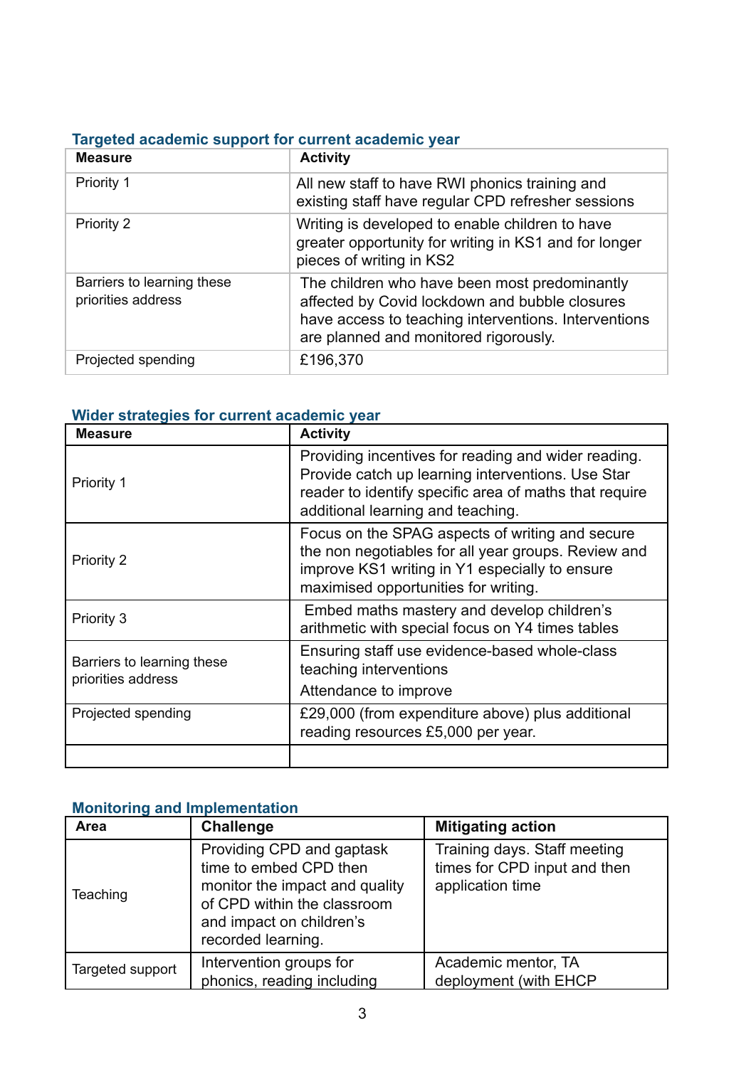## Targeted academic support for current academic year

| Measure | Activity |
|---|---|
| Priority 1 | All new staff to have RWI phonics training and existing staff have regular CPD refresher sessions |
| Priority 2 | Writing is developed to enable children to have greater opportunity for writing in KS1 and for longer pieces of writing in KS2 |
| Barriers to learning these priorities address | The children who have been most predominantly affected by Covid lockdown and bubble closures have access to teaching interventions. Interventions are planned and monitored rigorously. |
| Projected spending | £196,370 |

## Wider strategies for current academic year

| Measure | Activity |
|---|---|
| Priority 1 | Providing incentives for reading and wider reading. Provide catch up learning interventions. Use Star reader to identify specific area of maths that require additional learning and teaching. |
| Priority 2 | Focus on the SPAG aspects of writing and secure the non negotiables for all year groups. Review and improve KS1 writing in Y1 especially to ensure maximised opportunities for writing. |
| Priority 3 | Embed maths mastery and develop children's arithmetic with special focus on Y4 times tables |
| Barriers to learning these priorities address | Ensuring staff use evidence-based whole-class teaching interventions<br>Attendance to improve |
| Projected spending | £29,000 (from expenditure above) plus additional reading resources £5,000 per year. |
| | |

## Monitoring and Implementation

| Area | Challenge | Mitigating action |
|---|---|---|
| Teaching | Providing CPD and gaptask time to embed CPD then monitor the impact and quality of CPD within the classroom and impact on children's recorded learning. | Training days. Staff meeting times for CPD input and then application time |
| Targeted support | Intervention groups for phonics, reading including | Academic mentor, TA deployment (with EHCP |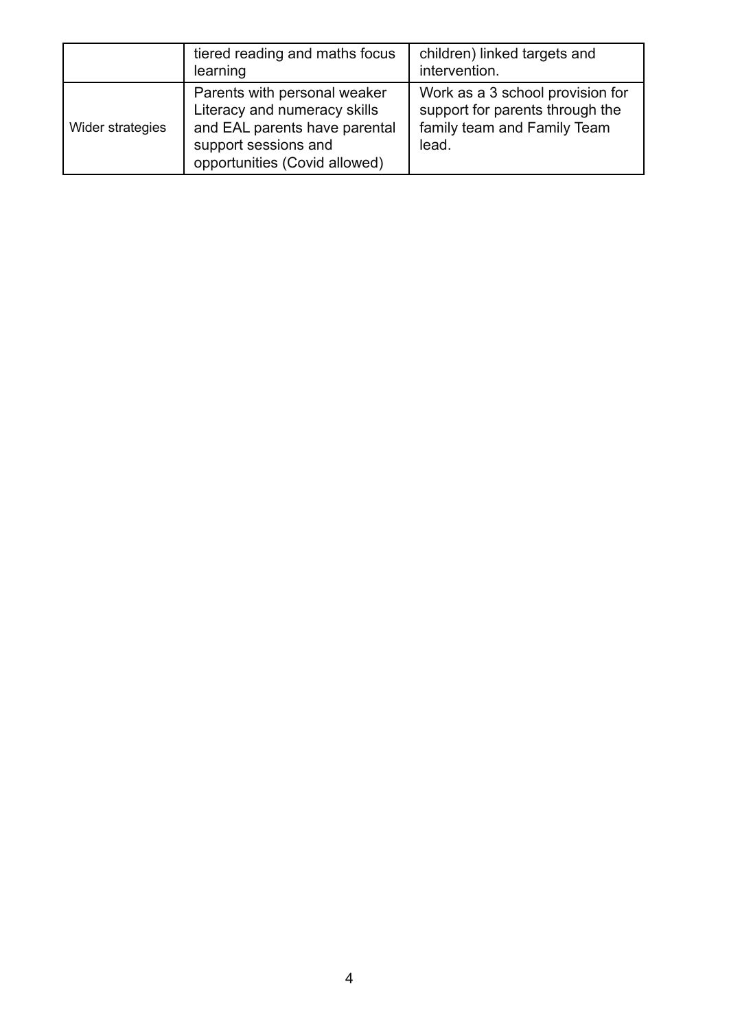| | | |
|---|---|---|
| | tiered reading and maths focus learning | children) linked targets and intervention. |
| Wider strategies | Parents with personal weaker Literacy and numeracy skills and EAL parents have parental support sessions and opportunities (Covid allowed) | Work as a 3 school provision for support for parents through the family team and Family Team lead. |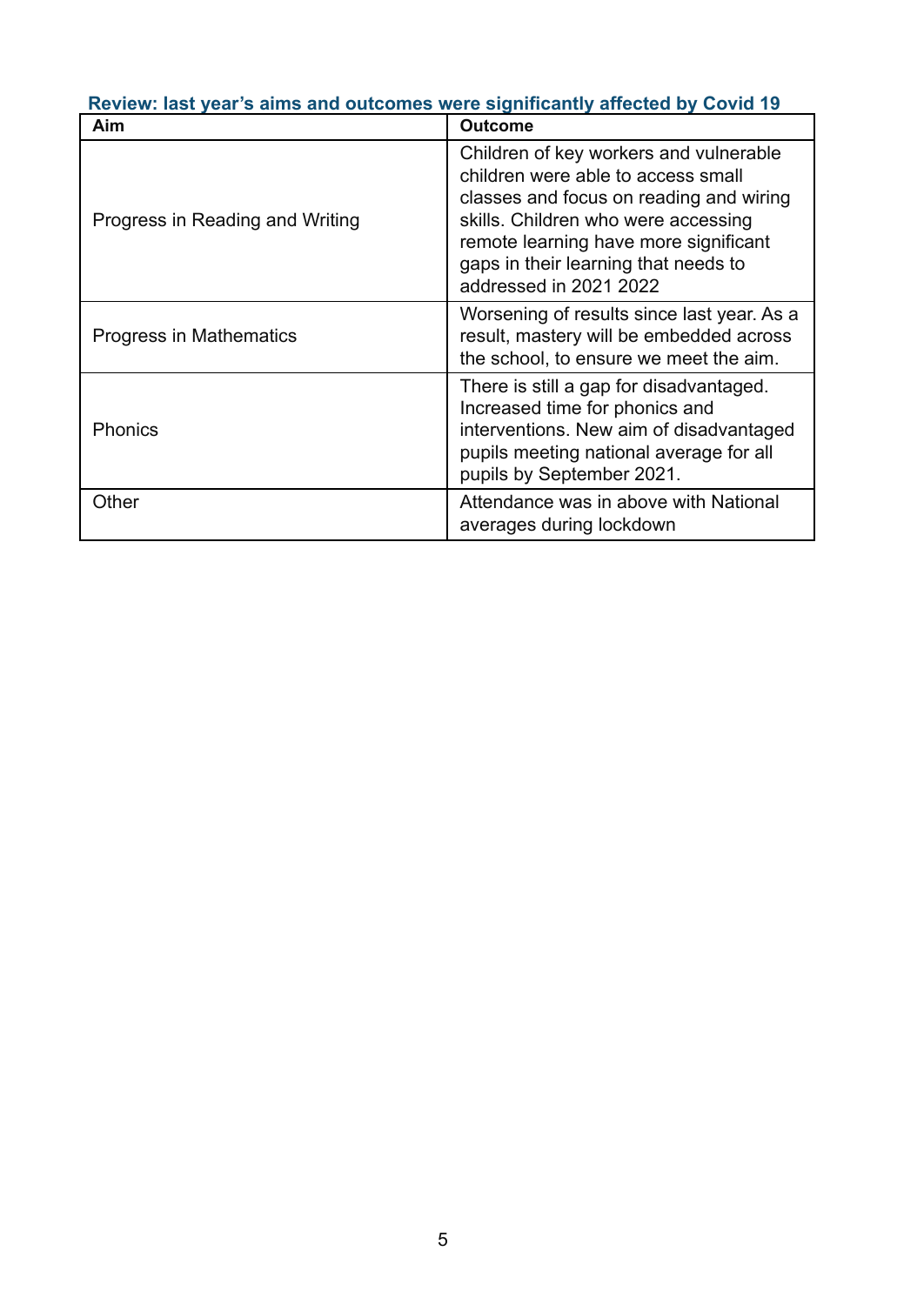### Review: last year's aims and outcomes were significantly affected by Covid 19

| Aim | Outcome |
|---|---|
| Progress in Reading and Writing | Children of key workers and vulnerable children were able to access small classes and focus on reading and wiring skills. Children who were accessing remote learning have more significant gaps in their learning that needs to addressed in 2021 2022 |
| Progress in Mathematics | Worsening of results since last year. As a result, mastery will be embedded across the school, to ensure we meet the aim. |
| Phonics | There is still a gap for disadvantaged. Increased time for phonics and interventions. New aim of disadvantaged pupils meeting national average for all pupils by September 2021. |
| Other | Attendance was in above with National averages during lockdown |